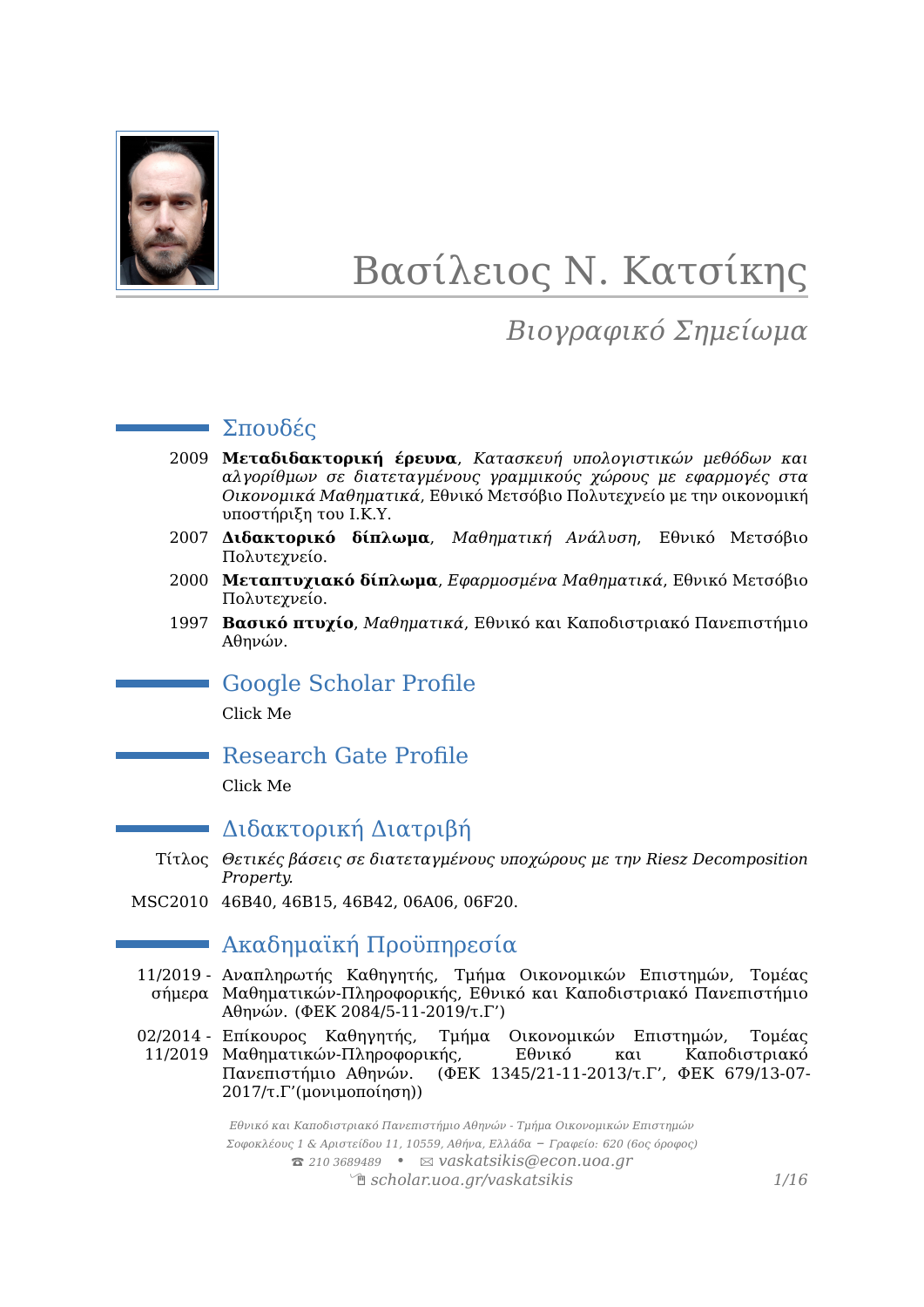# Βασίλειος Ν. Κατσίκης

*Βιογραφικό Σημείωμα*

## Σπουδές

2009 **Μεταδιδακτορική έρευνα**, *Κατασκευή υπολογιστικών μεθόδων και αλγορίθμων σε διατεταγμένους γραμμικούς χώρους με εφαρμογές στα Οικονομικά Μαθηματικά*, Εθνικό Μετσόβιο Πολυτεχνείο με την οικονομική υποστήριξη του Ι.Κ.Υ.

2007 **Διδακτορικό δίπλωμα**, *Μαθηματική Ανάλυση*, Εθνικό Μετσόβιο Πολυτεχνείο.

2000 **Μεταπτυχιακό δίπλωμα**, *Εφαρμοσμένα Μαθηματικά*, Εθνικό Μετσόβιο Πολυτεχνείο.

1997 **Βασικό πτυχίο**, *Μαθηματικά*, Εθνικό και Καποδιστριακό Πανεπιστήμιο Αθηνών.

## Google Scholar Profile

Click Me

## Research Gate Profile

Click Me

## Διδακτορική Διατριβή

Τίτλος *Θετικές βάσεις σε διατεταγμένους υποχώρους με την Riesz Decomposition Property.*

MSC2010 46B40, 46B15, 46B42, 06A06, 06F20.

## Ακαδημαϊκή Προϋπηρεσία

11/2019 - σήμερα Αναπληρωτής Καθηγητής, Τμήμα Οικονομικών Επιστημών, Τομέας Μαθηματικών-Πληροφορικής, Εθνικό και Καποδιστριακό Πανεπιστήμιο Αθηνών. (ΦΕΚ 2084/5-11-2019/τ.Γ')

02/2014 - 11/2019 Επίκουρος Καθηγητής, Τμήμα Οικονομικών Επιστημών, Τομέας Μαθηματικών-Πληροφορικής, Εθνικό και Καποδιστριακό Πανεπιστήμιο Αθηνών. (ΦΕΚ 1345/21-11-2013/τ.Γ', ΦΕΚ 679/13-07-2017/τ.Γ'(μονιμοποίηση))

*Εθνικό και Καποδιστριακό Πανεπιστήμιο Αθηνών - Τμήμα Οικονομικών Επιστημών*
*Σοφοκλέους 1 & Αριστείδου 11, 10559, Αθήνα, Ελλάδα – Γραφείο: 620 (6ος όροφος)*
☎ *210 3689489* • ✉ *vaskatsikis@econ.uoa.gr*
*scholar.uoa.gr/vaskatsikis*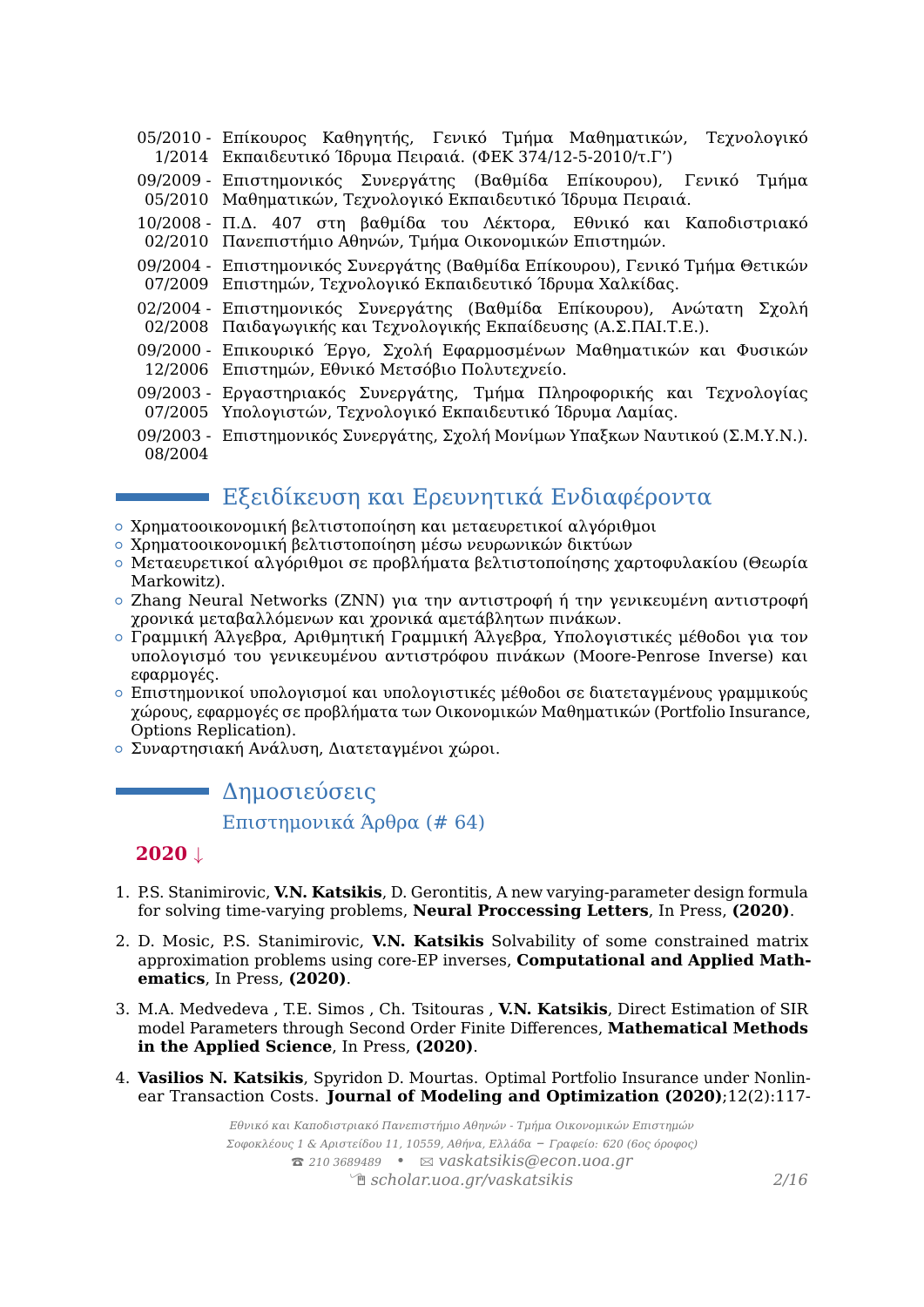05/2010 - 1/2014 Επίκουρος Καθηγητής, Γενικό Τμήμα Μαθηματικών, Τεχνολογικό Εκπαιδευτικό Ίδρυμα Πειραιά. (ΦΕΚ 374/12-5-2010/τ.Γ')

09/2009 - 05/2010 Επιστημονικός Συνεργάτης (Βαθμίδα Επίκουρου), Γενικό Τμήμα Μαθηματικών, Τεχνολογικό Εκπαιδευτικό Ίδρυμα Πειραιά.

10/2008 - 02/2010 Π.Δ. 407 στη βαθμίδα του Λέκτορα, Εθνικό και Καποδιστριακό Πανεπιστήμιο Αθηνών, Τμήμα Οικονομικών Επιστημών.

09/2004 - 07/2009 Επιστημονικός Συνεργάτης (Βαθμίδα Επίκουρου), Γενικό Τμήμα Θετικών Επιστημών, Τεχνολογικό Εκπαιδευτικό Ίδρυμα Χαλκίδας.

02/2004 - 02/2008 Επιστημονικός Συνεργάτης (Βαθμίδα Επίκουρου), Ανώτατη Σχολή Παιδαγωγικής και Τεχνολογικής Εκπαίδευσης (Α.Σ.ΠΑΙ.Τ.Ε.).

09/2000 - 12/2006 Επικουρικό Έργο, Σχολή Εφαρμοσμένων Μαθηματικών και Φυσικών Επιστημών, Εθνικό Μετσόβιο Πολυτεχνείο.

09/2003 - 07/2005 Εργαστηριακός Συνεργάτης, Τμήμα Πληροφορικής και Τεχνολογίας Υπολογιστών, Τεχνολογικό Εκπαιδευτικό Ίδρυμα Λαμίας.

09/2003 - 08/2004 Επιστημονικός Συνεργάτης, Σχολή Μονίμων Υπαξκων Ναυτικού (Σ.Μ.Υ.Ν.).

## Εξειδίκευση και Ερευνητικά Ενδιαφέροντα

- Χρηματοοικονομική βελτιστοποίηση και μεταευρετικοί αλγόριθμοι
- Χρηματοοικονομική βελτιστοποίηση μέσω νευρωνικών δικτύων
- Μεταευρετικοί αλγόριθμοι σε προβλήματα βελτιστοποίησης χαρτοφυλακίου (Θεωρία Markowitz).
- Zhang Neural Networks (ZNN) για την αντιστροφή ή την γενικευμένη αντιστροφή χρονικά μεταβαλλόμενων και χρονικά αμετάβλητων πινάκων.
- Γραμμική Άλγεβρα, Αριθμητική Γραμμική Άλγεβρα, Υπολογιστικές μέθοδοι για τον υπολογισμό του γενικευμένου αντιστρόφου πινάκων (Moore-Penrose Inverse) και εφαρμογές.
- Επιστημονικοί υπολογισμοί και υπολογιστικές μέθοδοι σε διατεταγμένους γραμμικούς χώρους, εφαρμογές σε προβλήματα των Οικονομικών Μαθηματικών (Portfolio Insurance, Options Replication).
- Συναρτησιακή Ανάλυση, Διατεταγμένοι χώροι.

## Δημοσιεύσεις

### Επιστημονικά Άρθρα (# 64)

**2020 ↓**

1. P.S. Stanimirovic, **V.N. Katsikis**, D. Gerontitis, A new varying-parameter design formula for solving time-varying problems, **Neural Proccessing Letters**, In Press, **(2020)**.

2. D. Mosic, P.S. Stanimirovic, **V.N. Katsikis** Solvability of some constrained matrix approximation problems using core-EP inverses, **Computational and Applied Mathematics**, In Press, **(2020)**.

3. M.A. Medvedeva , T.E. Simos , Ch. Tsitouras , **V.N. Katsikis**, Direct Estimation of SIR model Parameters through Second Order Finite Differences, **Mathematical Methods in the Applied Science**, In Press, **(2020)**.

4. **Vasilios N. Katsikis**, Spyridon D. Mourtas. Optimal Portfolio Insurance under Nonlinear Transaction Costs. **Journal of Modeling and Optimization (2020)**;12(2):117-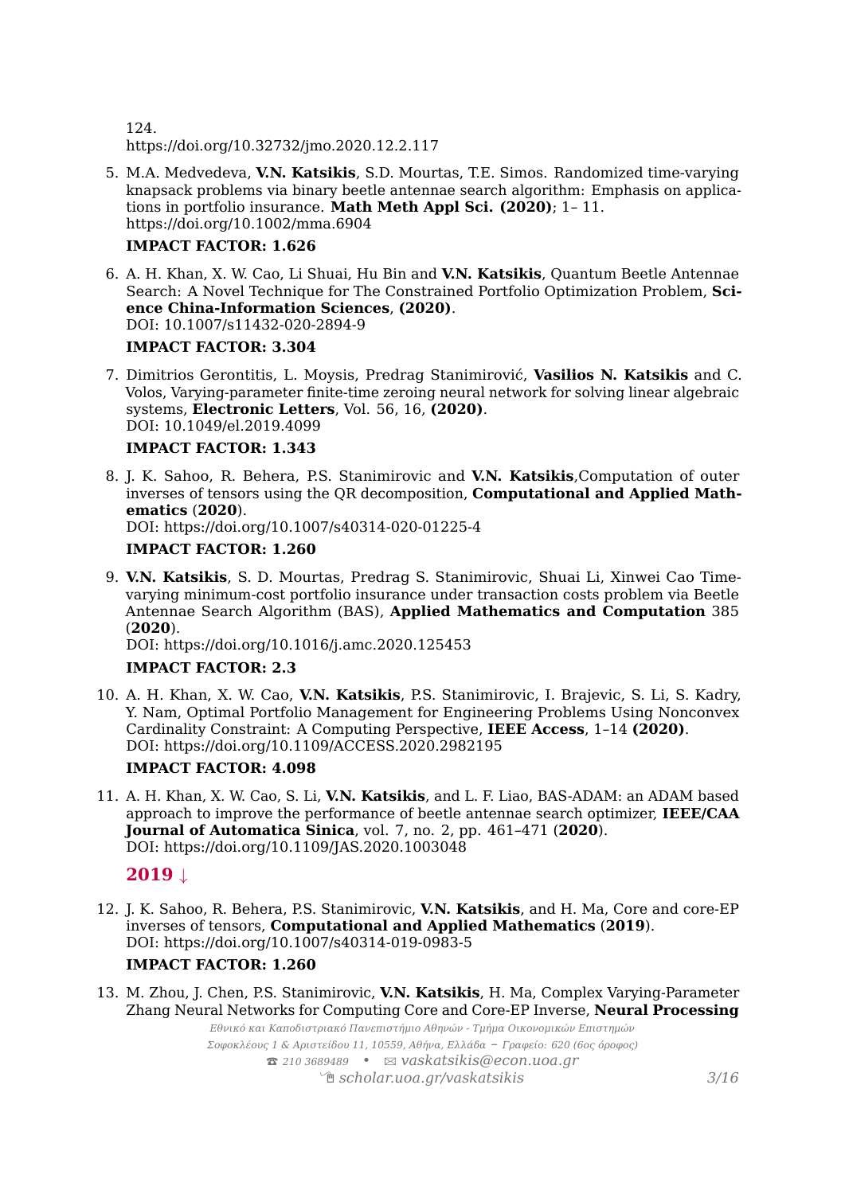124.
https://doi.org/10.32732/jmo.2020.12.2.117

5. M.A. Medvedeva, **V.N. Katsikis**, S.D. Mourtas, T.E. Simos. Randomized time-varying knapsack problems via binary beetle antennae search algorithm: Emphasis on applications in portfolio insurance. **Math Meth Appl Sci. (2020)**; 1– 11.
https://doi.org/10.1002/mma.6904

   **IMPACT FACTOR: 1.626**

6. A. H. Khan, X. W. Cao, Li Shuai, Hu Bin and **V.N. Katsikis**, Quantum Beetle Antennae Search: A Novel Technique for The Constrained Portfolio Optimization Problem, **Science China-Information Sciences**, **(2020)**.
DOI: 10.1007/s11432-020-2894-9

   **IMPACT FACTOR: 3.304**

7. Dimitrios Gerontitis, L. Moysis, Predrag Stanimirović, **Vasilios N. Katsikis** and C. Volos, Varying-parameter finite-time zeroing neural network for solving linear algebraic systems, **Electronic Letters**, Vol. 56, 16, **(2020)**.
DOI: 10.1049/el.2019.4099

   **IMPACT FACTOR: 1.343**

8. J. K. Sahoo, R. Behera, P.S. Stanimirovic and **V.N. Katsikis**,Computation of outer inverses of tensors using the QR decomposition, **Computational and Applied Mathematics** (**2020**).
DOI: https://doi.org/10.1007/s40314-020-01225-4

   **IMPACT FACTOR: 1.260**

9. **V.N. Katsikis**, S. D. Mourtas, Predrag S. Stanimirovic, Shuai Li, Xinwei Cao Time-varying minimum-cost portfolio insurance under transaction costs problem via Beetle Antennae Search Algorithm (BAS), **Applied Mathematics and Computation** 385 (**2020**).
DOI: https://doi.org/10.1016/j.amc.2020.125453

   **IMPACT FACTOR: 2.3**

10. A. H. Khan, X. W. Cao, **V.N. Katsikis**, P.S. Stanimirovic, I. Brajevic, S. Li, S. Kadry, Y. Nam, Optimal Portfolio Management for Engineering Problems Using Nonconvex Cardinality Constraint: A Computing Perspective, **IEEE Access**, 1–14 **(2020)**.
DOI: https://doi.org/10.1109/ACCESS.2020.2982195

    **IMPACT FACTOR: 4.098**

11. A. H. Khan, X. W. Cao, S. Li, **V.N. Katsikis**, and L. F. Liao, BAS-ADAM: an ADAM based approach to improve the performance of beetle antennae search optimizer, **IEEE/CAA Journal of Automatica Sinica**, vol. 7, no. 2, pp. 461–471 (**2020**).
DOI: https://doi.org/10.1109/JAS.2020.1003048

## 2019 ↓

12. J. K. Sahoo, R. Behera, P.S. Stanimirovic, **V.N. Katsikis**, and H. Ma, Core and core-EP inverses of tensors, **Computational and Applied Mathematics** (**2019**).
DOI: https://doi.org/10.1007/s40314-019-0983-5

    **IMPACT FACTOR: 1.260**

13. M. Zhou, J. Chen, P.S. Stanimirovic, **V.N. Katsikis**, H. Ma, Complex Varying-Parameter Zhang Neural Networks for Computing Core and Core-EP Inverse, **Neural Processing**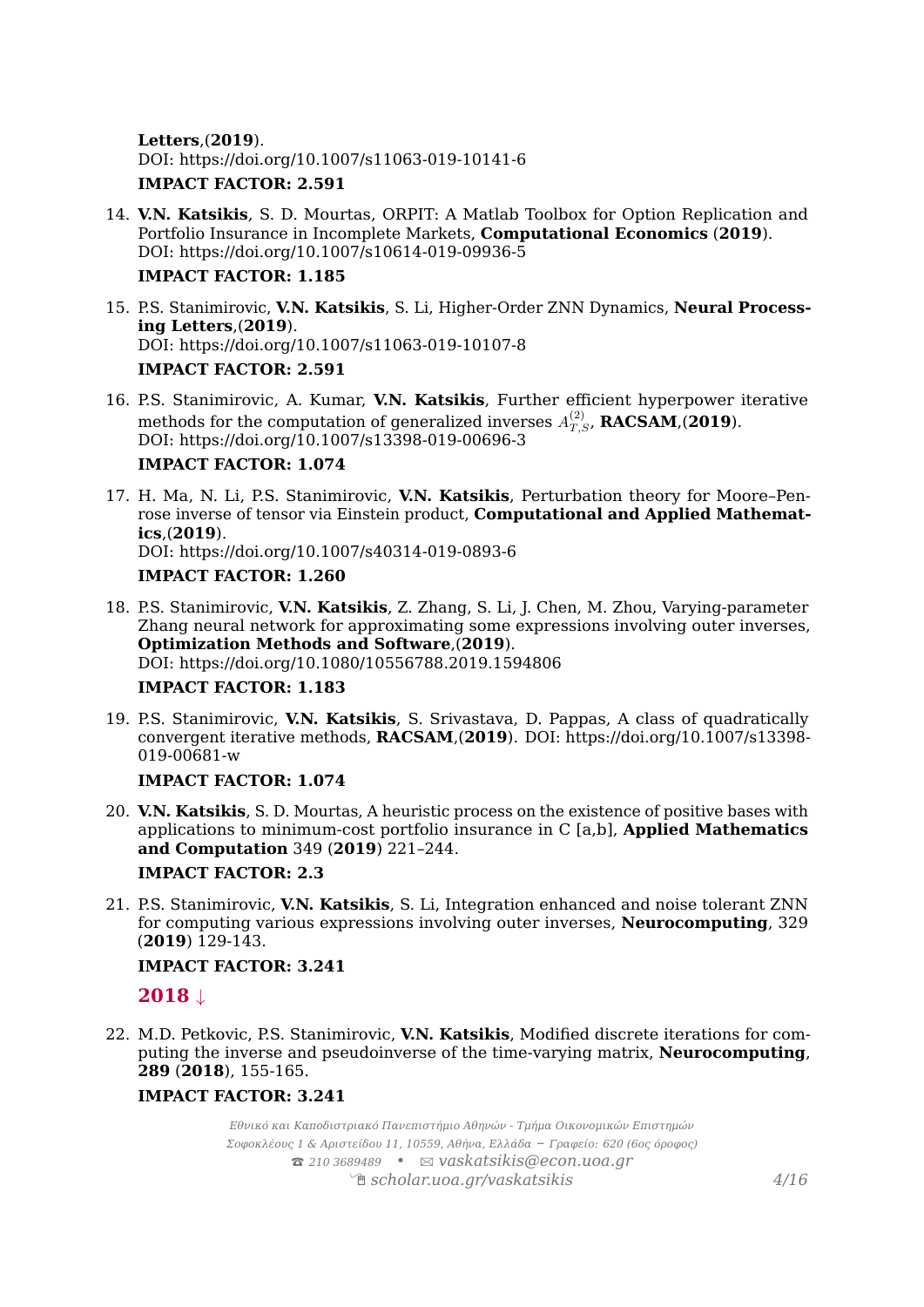**Letters**,(**2019**).
DOI: https://doi.org/10.1007/s11063-019-10141-6

**IMPACT FACTOR: 2.591**

14. **V.N. Katsikis**, S. D. Mourtas, ORPIT: A Matlab Toolbox for Option Replication and Portfolio Insurance in Incomplete Markets, **Computational Economics** (**2019**).
DOI: https://doi.org/10.1007/s10614-019-09936-5

    **IMPACT FACTOR: 1.185**

15. P.S. Stanimirovic, **V.N. Katsikis**, S. Li, Higher-Order ZNN Dynamics, **Neural Processing Letters**,(**2019**).
DOI: https://doi.org/10.1007/s11063-019-10107-8

    **IMPACT FACTOR: 2.591**

16. P.S. Stanimirovic, A. Kumar, **V.N. Katsikis**, Further efficient hyperpower iterative methods for the computation of generalized inverses $A^{(2)}_{T,S}$, **RACSAM**,(**2019**).
DOI: https://doi.org/10.1007/s13398-019-00696-3

    **IMPACT FACTOR: 1.074**

17. H. Ma, N. Li, P.S. Stanimirovic, **V.N. Katsikis**, Perturbation theory for Moore–Penrose inverse of tensor via Einstein product, **Computational and Applied Mathematics**,(**2019**).
DOI: https://doi.org/10.1007/s40314-019-0893-6

    **IMPACT FACTOR: 1.260**

18. P.S. Stanimirovic, **V.N. Katsikis**, Z. Zhang, S. Li, J. Chen, M. Zhou, Varying-parameter Zhang neural network for approximating some expressions involving outer inverses, **Optimization Methods and Software**,(**2019**).
DOI: https://doi.org/10.1080/10556788.2019.1594806

    **IMPACT FACTOR: 1.183**

19. P.S. Stanimirovic, **V.N. Katsikis**, S. Srivastava, D. Pappas, A class of quadratically convergent iterative methods, **RACSAM**,(**2019**). DOI: https://doi.org/10.1007/s13398-019-00681-w

    **IMPACT FACTOR: 1.074**

20. **V.N. Katsikis**, S. D. Mourtas, A heuristic process on the existence of positive bases with applications to minimum-cost portfolio insurance in C [a,b], **Applied Mathematics and Computation** 349 (**2019**) 221–244.

    **IMPACT FACTOR: 2.3**

21. P.S. Stanimirovic, **V.N. Katsikis**, S. Li, Integration enhanced and noise tolerant ZNN for computing various expressions involving outer inverses, **Neurocomputing**, 329 (**2019**) 129-143.

    **IMPACT FACTOR: 3.241**

## 2018 ↓

22. M.D. Petkovic, P.S. Stanimirovic, **V.N. Katsikis**, Modified discrete iterations for computing the inverse and pseudoinverse of the time-varying matrix, **Neurocomputing**, **289** (**2018**), 155-165.

    **IMPACT FACTOR: 3.241**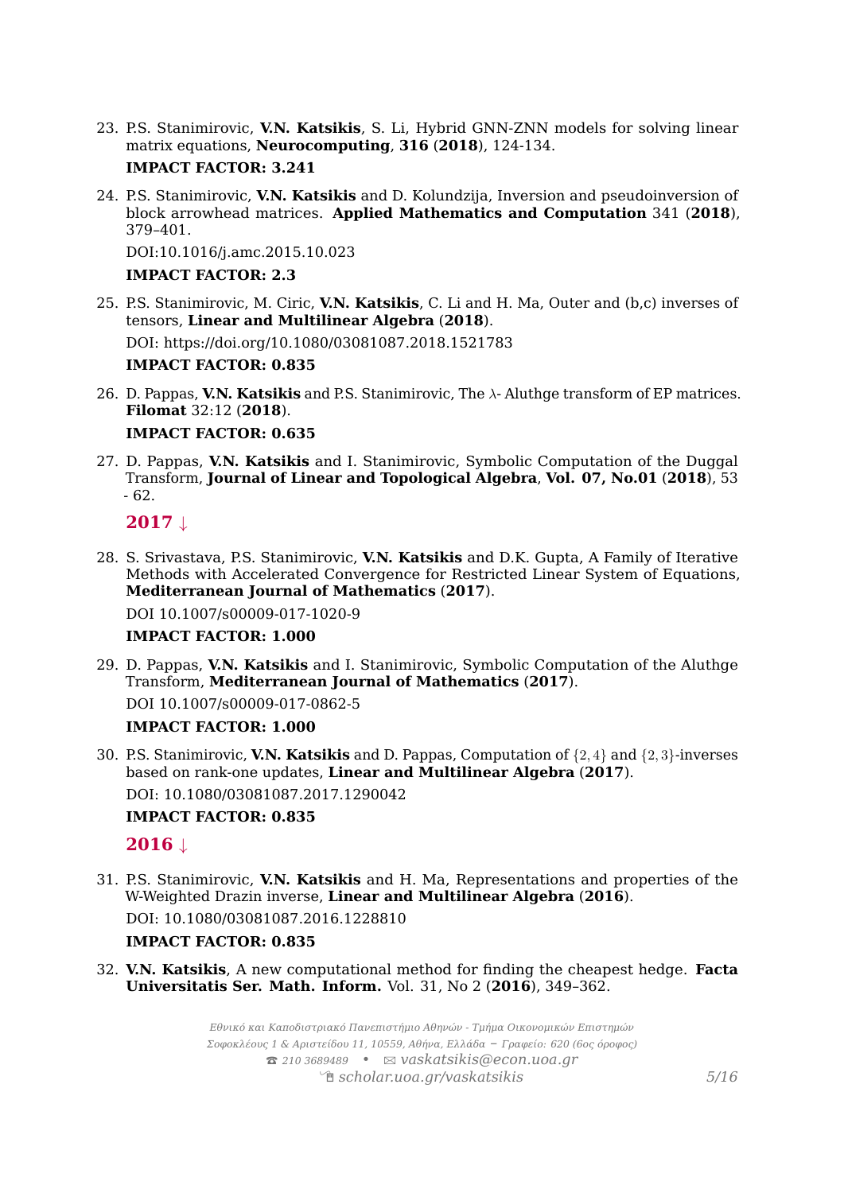23. P.S. Stanimirovic, **V.N. Katsikis**, S. Li, Hybrid GNN-ZNN models for solving linear matrix equations, **Neurocomputing**, **316** (**2018**), 124-134.

    **IMPACT FACTOR: 3.241**

24. P.S. Stanimirovic, **V.N. Katsikis** and D. Kolundzija, Inversion and pseudoinversion of block arrowhead matrices. **Applied Mathematics and Computation** 341 (**2018**), 379–401.

    DOI:10.1016/j.amc.2015.10.023

    **IMPACT FACTOR: 2.3**

25. P.S. Stanimirovic, M. Ciric, **V.N. Katsikis**, C. Li and H. Ma, Outer and (b,c) inverses of tensors, **Linear and Multilinear Algebra** (**2018**).

    DOI: https://doi.org/10.1080/03081087.2018.1521783

    **IMPACT FACTOR: 0.835**

26. D. Pappas, **V.N. Katsikis** and P.S. Stanimirovic, The $\lambda$- Aluthge transform of EP matrices. **Filomat** 32:12 (**2018**).

    **IMPACT FACTOR: 0.635**

27. D. Pappas, **V.N. Katsikis** and I. Stanimirovic, Symbolic Computation of the Duggal Transform, **Journal of Linear and Topological Algebra**, **Vol. 07, No.01** (**2018**), 53 - 62.

### 2017 ↓

28. S. Srivastava, P.S. Stanimirovic, **V.N. Katsikis** and D.K. Gupta, A Family of Iterative Methods with Accelerated Convergence for Restricted Linear System of Equations, **Mediterranean Journal of Mathematics** (**2017**).

    DOI 10.1007/s00009-017-1020-9

    **IMPACT FACTOR: 1.000**

29. D. Pappas, **V.N. Katsikis** and I. Stanimirovic, Symbolic Computation of the Aluthge Transform, **Mediterranean Journal of Mathematics** (**2017**).

    DOI 10.1007/s00009-017-0862-5

    **IMPACT FACTOR: 1.000**

30. P.S. Stanimirovic, **V.N. Katsikis** and D. Pappas, Computation of $\{2,4\}$ and $\{2,3\}$-inverses based on rank-one updates, **Linear and Multilinear Algebra** (**2017**).

    DOI: 10.1080/03081087.2017.1290042

    **IMPACT FACTOR: 0.835**

### 2016 ↓

31. P.S. Stanimirovic, **V.N. Katsikis** and H. Ma, Representations and properties of the W-Weighted Drazin inverse, **Linear and Multilinear Algebra** (**2016**).

    DOI: 10.1080/03081087.2016.1228810

    **IMPACT FACTOR: 0.835**

32. **V.N. Katsikis**, A new computational method for finding the cheapest hedge. **Facta Universitatis Ser. Math. Inform.** Vol. 31, No 2 (**2016**), 349–362.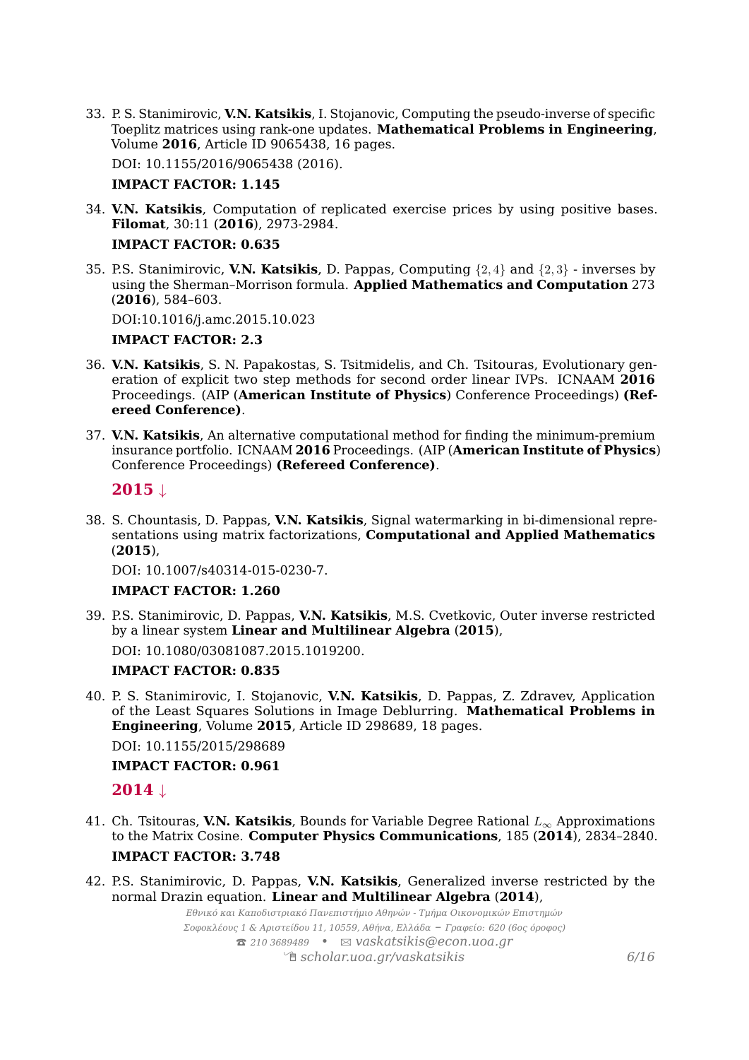33. P. S. Stanimirovic, **V.N. Katsikis**, I. Stojanovic, Computing the pseudo-inverse of specific Toeplitz matrices using rank-one updates. **Mathematical Problems in Engineering**, Volume **2016**, Article ID 9065438, 16 pages.

    DOI: 10.1155/2016/9065438 (2016).

    **IMPACT FACTOR: 1.145**

34. **V.N. Katsikis**, Computation of replicated exercise prices by using positive bases. **Filomat**, 30:11 (**2016**), 2973-2984.

    **IMPACT FACTOR: 0.635**

35. P.S. Stanimirovic, **V.N. Katsikis**, D. Pappas, Computing $\{2,4\}$ and $\{2,3\}$ - inverses by using the Sherman–Morrison formula. **Applied Mathematics and Computation** 273 (**2016**), 584–603.

    DOI:10.1016/j.amc.2015.10.023

    **IMPACT FACTOR: 2.3**

36. **V.N. Katsikis**, S. N. Papakostas, S. Tsitmidelis, and Ch. Tsitouras, Evolutionary generation of explicit two step methods for second order linear IVPs. ICNAAM **2016** Proceedings. (AIP (**American Institute of Physics**) Conference Proceedings) **(Refereed Conference)**.

37. **V.N. Katsikis**, An alternative computational method for finding the minimum-premium insurance portfolio. ICNAAM **2016** Proceedings. (AIP (**American Institute of Physics**) Conference Proceedings) **(Refereed Conference)**.

## 2015 ↓

38. S. Chountasis, D. Pappas, **V.N. Katsikis**, Signal watermarking in bi-dimensional representations using matrix factorizations, **Computational and Applied Mathematics** (**2015**),

    DOI: 10.1007/s40314-015-0230-7.

    **IMPACT FACTOR: 1.260**

39. P.S. Stanimirovic, D. Pappas, **V.N. Katsikis**, M.S. Cvetkovic, Outer inverse restricted by a linear system **Linear and Multilinear Algebra** (**2015**),

    DOI: 10.1080/03081087.2015.1019200.

    **IMPACT FACTOR: 0.835**

40. P. S. Stanimirovic, I. Stojanovic, **V.N. Katsikis**, D. Pappas, Z. Zdravev, Application of the Least Squares Solutions in Image Deblurring. **Mathematical Problems in Engineering**, Volume **2015**, Article ID 298689, 18 pages.

    DOI: 10.1155/2015/298689

    **IMPACT FACTOR: 0.961**

## 2014 ↓

41. Ch. Tsitouras, **V.N. Katsikis**, Bounds for Variable Degree Rational $L_\infty$ Approximations to the Matrix Cosine. **Computer Physics Communications**, 185 (**2014**), 2834–2840.

    **IMPACT FACTOR: 3.748**

42. P.S. Stanimirovic, D. Pappas, **V.N. Katsikis**, Generalized inverse restricted by the normal Drazin equation. **Linear and Multilinear Algebra** (**2014**),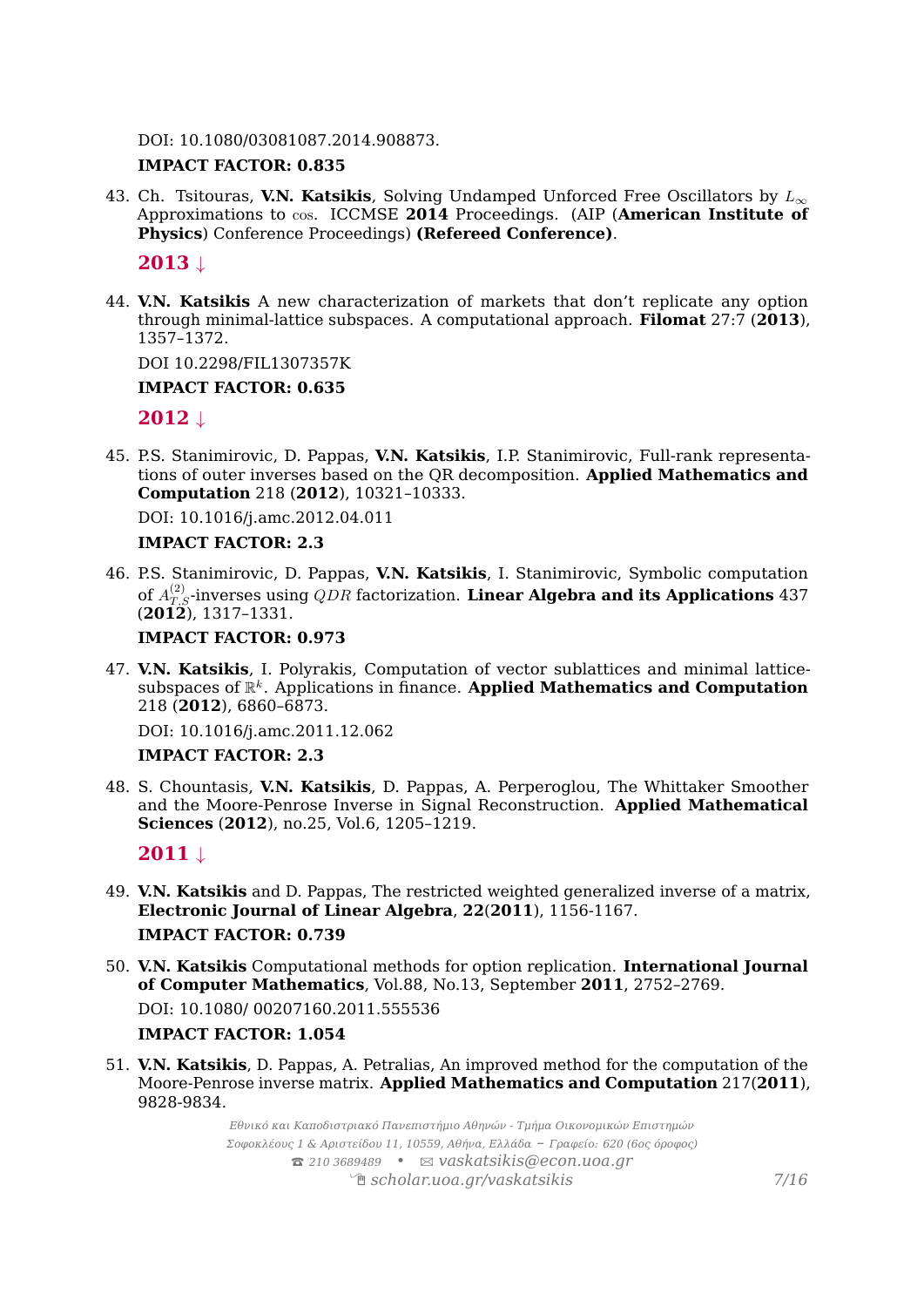DOI: 10.1080/03081087.2014.908873.

**IMPACT FACTOR: 0.835**

43. Ch. Tsitouras, **V.N. Katsikis**, Solving Undamped Unforced Free Oscillators by $L_\infty$ Approximations to $\cos$. ICCMSE **2014** Proceedings. (AIP (**American Institute of Physics**) Conference Proceedings) **(Refereed Conference)**.

## 2013 ↓

44. **V.N. Katsikis** A new characterization of markets that don't replicate any option through minimal-lattice subspaces. A computational approach. **Filomat** 27:7 (**2013**), 1357–1372.

    DOI 10.2298/FIL1307357K

    **IMPACT FACTOR: 0.635**

## 2012 ↓

45. P.S. Stanimirovic, D. Pappas, **V.N. Katsikis**, I.P. Stanimirovic, Full-rank representations of outer inverses based on the QR decomposition. **Applied Mathematics and Computation** 218 (**2012**), 10321–10333.

    DOI: 10.1016/j.amc.2012.04.011

    **IMPACT FACTOR: 2.3**

46. P.S. Stanimirovic, D. Pappas, **V.N. Katsikis**, I. Stanimirovic, Symbolic computation of $A^{(2)}_{T,S}$-inverses using $QDR$ factorization. **Linear Algebra and its Applications** 437 (**2012**), 1317–1331.

    **IMPACT FACTOR: 0.973**

47. **V.N. Katsikis**, I. Polyrakis, Computation of vector sublattices and minimal lattice-subspaces of $\mathbb{R}^k$. Applications in finance. **Applied Mathematics and Computation** 218 (**2012**), 6860–6873.

    DOI: 10.1016/j.amc.2011.12.062

    **IMPACT FACTOR: 2.3**

48. S. Chountasis, **V.N. Katsikis**, D. Pappas, A. Perperoglou, The Whittaker Smoother and the Moore-Penrose Inverse in Signal Reconstruction. **Applied Mathematical Sciences** (**2012**), no.25, Vol.6, 1205–1219.

## 2011 ↓

49. **V.N. Katsikis** and D. Pappas, The restricted weighted generalized inverse of a matrix, **Electronic Journal of Linear Algebra**, **22**(**2011**), 1156-1167.

    **IMPACT FACTOR: 0.739**

50. **V.N. Katsikis** Computational methods for option replication. **International Journal of Computer Mathematics**, Vol.88, No.13, September **2011**, 2752–2769.

    DOI: 10.1080/ 00207160.2011.555536

    **IMPACT FACTOR: 1.054**

51. **V.N. Katsikis**, D. Pappas, A. Petralias, An improved method for the computation of the Moore-Penrose inverse matrix. **Applied Mathematics and Computation** 217(**2011**), 9828-9834.

*Εθνικό και Καποδιστριακό Πανεπιστήμιο Αθηνών - Τμήμα Οικονομικών Επιστημών*
*Σοφοκλέους 1 & Αριστείδου 11, 10559, Αθήνα, Ελλάδα − Γραφείο: 620 (6ος όροφος)*
☎ *210 3689489* • ✉ *vaskatsikis@econ.uoa.gr*
*scholar.uoa.gr/vaskatsikis*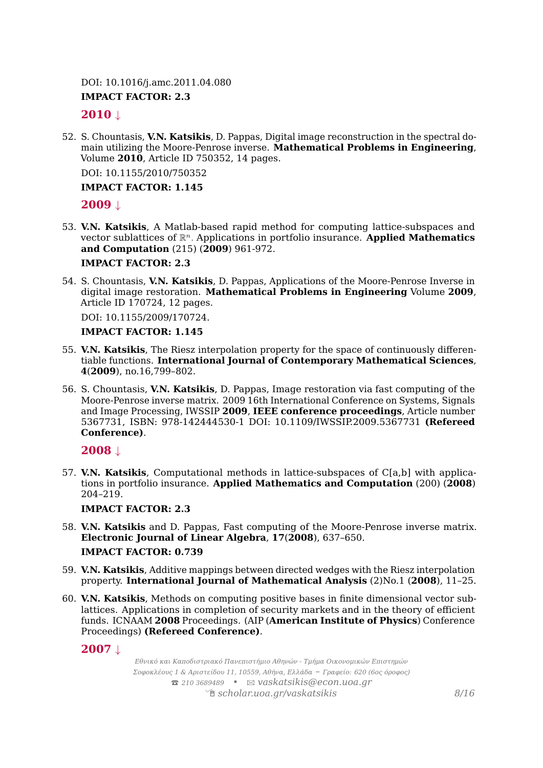DOI: 10.1016/j.amc.2011.04.080

**IMPACT FACTOR: 2.3**

## 2010 ↓

52. S. Chountasis, **V.N. Katsikis**, D. Pappas, Digital image reconstruction in the spectral domain utilizing the Moore-Penrose inverse. **Mathematical Problems in Engineering**, Volume **2010**, Article ID 750352, 14 pages.

    DOI: 10.1155/2010/750352

    **IMPACT FACTOR: 1.145**

## 2009 ↓

53. **V.N. Katsikis**, A Matlab-based rapid method for computing lattice-subspaces and vector sublattices of $\mathbb{R}^n$. Applications in portfolio insurance. **Applied Mathematics and Computation** (215) (**2009**) 961-972.

    **IMPACT FACTOR: 2.3**

54. S. Chountasis, **V.N. Katsikis**, D. Pappas, Applications of the Moore-Penrose Inverse in digital image restoration. **Mathematical Problems in Engineering** Volume **2009**, Article ID 170724, 12 pages.

    DOI: 10.1155/2009/170724.

    **IMPACT FACTOR: 1.145**

55. **V.N. Katsikis**, The Riesz interpolation property for the space of continuously differentiable functions. **International Journal of Contemporary Mathematical Sciences**, **4**(**2009**), no.16,799–802.

56. S. Chountasis, **V.N. Katsikis**, D. Pappas, Image restoration via fast computing of the Moore-Penrose inverse matrix. 2009 16th International Conference on Systems, Signals and Image Processing, IWSSIP **2009**, **IEEE conference proceedings**, Article number 5367731, ISBN: 978-142444530-1 DOI: 10.1109/IWSSIP.2009.5367731 **(Refereed Conference)**.

## 2008 ↓

57. **V.N. Katsikis**, Computational methods in lattice-subspaces of C[a,b] with applications in portfolio insurance. **Applied Mathematics and Computation** (200) (**2008**) 204–219.

    **IMPACT FACTOR: 2.3**

58. **V.N. Katsikis** and D. Pappas, Fast computing of the Moore-Penrose inverse matrix. **Electronic Journal of Linear Algebra**, **17**(**2008**), 637–650.

    **IMPACT FACTOR: 0.739**

59. **V.N. Katsikis**, Additive mappings between directed wedges with the Riesz interpolation property. **International Journal of Mathematical Analysis** (2)No.1 (**2008**), 11–25.

60. **V.N. Katsikis**, Methods on computing positive bases in finite dimensional vector sublattices. Applications in completion of security markets and in the theory of efficient funds. ICNAAM **2008** Proceedings. (AIP (**American Institute of Physics**) Conference Proceedings) **(Refereed Conference)**.

## 2007 ↓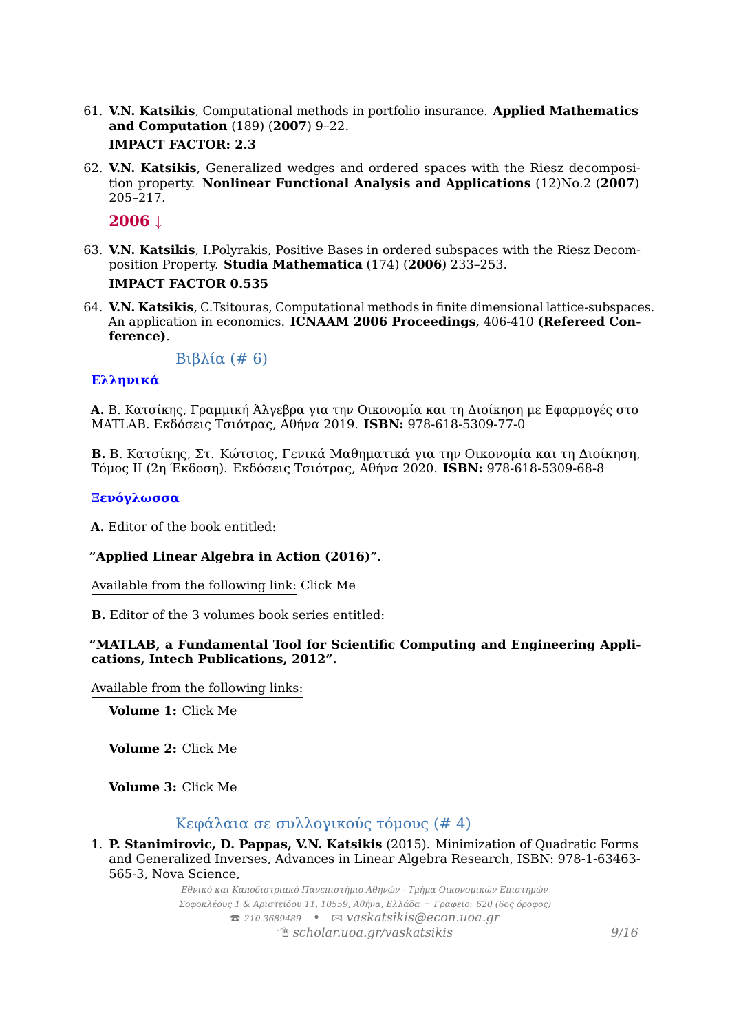61. **V.N. Katsikis**, Computational methods in portfolio insurance. **Applied Mathematics and Computation** (189) (**2007**) 9–22.

    **IMPACT FACTOR: 2.3**

62. **V.N. Katsikis**, Generalized wedges and ordered spaces with the Riesz decomposition property. **Nonlinear Functional Analysis and Applications** (12)No.2 (**2007**) 205–217.

**2006 ↓**

63. **V.N. Katsikis**, I.Polyrakis, Positive Bases in ordered subspaces with the Riesz Decomposition Property. **Studia Mathematica** (174) (**2006**) 233–253.

    **IMPACT FACTOR 0.535**

64. **V.N. Katsikis**, C.Tsitouras, Computational methods in finite dimensional lattice-subspaces. An application in economics. **ICNAAM 2006 Proceedings**, 406-410 **(Refereed Conference)**.

## Βιβλία (# 6)

### Ελληνικά

**A.** Β. Κατσίκης, Γραμμική Άλγεβρα για την Οικονομία και τη Διοίκηση με Εφαρμογές στο MATLAB. Εκδόσεις Τσιότρας, Αθήνα 2019. **ISBN:** 978-618-5309-77-0

**B.** Β. Κατσίκης, Στ. Κώτσιος, Γενικά Μαθηματικά για την Οικονομία και τη Διοίκηση, Τόμος ΙΙ (2η Έκδοση). Εκδόσεις Τσιότρας, Αθήνα 2020. **ISBN:** 978-618-5309-68-8

### Ξενόγλωσσα

**A.** Editor of the book entitled:

**"Applied Linear Algebra in Action (2016)".**

Available from the following link: Click Me

**B.** Editor of the 3 volumes book series entitled:

**"MATLAB, a Fundamental Tool for Scientific Computing and Engineering Applications, Intech Publications, 2012".**

Available from the following links:

**Volume 1:** Click Me

**Volume 2:** Click Me

**Volume 3:** Click Me

## Κεφάλαια σε συλλογικούς τόμους (# 4)

1. **P. Stanimirovic, D. Pappas, V.N. Katsikis** (2015). Minimization of Quadratic Forms and Generalized Inverses, Advances in Linear Algebra Research, ISBN: 978-1-63463-565-3, Nova Science,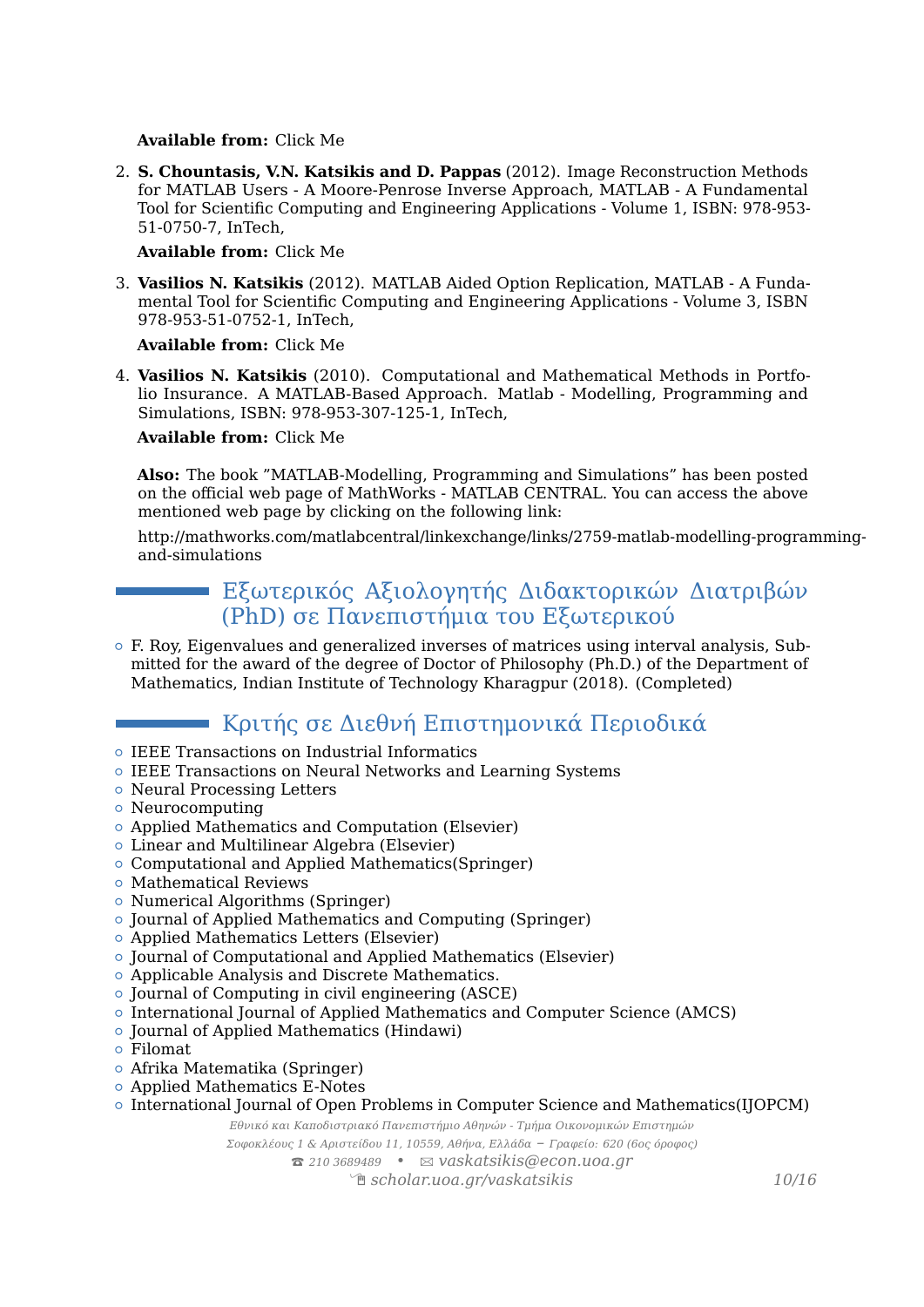**Available from:** Click Me

2. **S. Chountasis, V.N. Katsikis and D. Pappas** (2012). Image Reconstruction Methods for MATLAB Users - A Moore-Penrose Inverse Approach, MATLAB - A Fundamental Tool for Scientific Computing and Engineering Applications - Volume 1, ISBN: 978-953-51-0750-7, InTech,

   **Available from:** Click Me

3. **Vasilios N. Katsikis** (2012). MATLAB Aided Option Replication, MATLAB - A Fundamental Tool for Scientific Computing and Engineering Applications - Volume 3, ISBN 978-953-51-0752-1, InTech,

   **Available from:** Click Me

4. **Vasilios N. Katsikis** (2010). Computational and Mathematical Methods in Portfolio Insurance. A MATLAB-Based Approach. Matlab - Modelling, Programming and Simulations, ISBN: 978-953-307-125-1, InTech,

   **Available from:** Click Me

   **Also:** The book "MATLAB-Modelling, Programming and Simulations" has been posted on the official web page of MathWorks - MATLAB CENTRAL. You can access the above mentioned web page by clicking on the following link:

   http://mathworks.com/matlabcentral/linkexchange/links/2759-matlab-modelling-programming-and-simulations

## Εξωτερικός Αξιολογητής Διδακτορικών Διατριβών (PhD) σε Πανεπιστήμια του Εξωτερικού

- F. Roy, Eigenvalues and generalized inverses of matrices using interval analysis, Submitted for the award of the degree of Doctor of Philosophy (Ph.D.) of the Department of Mathematics, Indian Institute of Technology Kharagpur (2018). (Completed)

## Κριτής σε Διεθνή Επιστημονικά Περιοδικά

- IEEE Transactions on Industrial Informatics
- IEEE Transactions on Neural Networks and Learning Systems
- Neural Processing Letters
- Neurocomputing
- Applied Mathematics and Computation (Elsevier)
- Linear and Multilinear Algebra (Elsevier)
- Computational and Applied Mathematics(Springer)
- Mathematical Reviews
- Numerical Algorithms (Springer)
- Journal of Applied Mathematics and Computing (Springer)
- Applied Mathematics Letters (Elsevier)
- Journal of Computational and Applied Mathematics (Elsevier)
- Applicable Analysis and Discrete Mathematics.
- Journal of Computing in civil engineering (ASCE)
- International Journal of Applied Mathematics and Computer Science (AMCS)
- Journal of Applied Mathematics (Hindawi)
- Filomat
- Afrika Matematika (Springer)
- Applied Mathematics E-Notes
- International Journal of Open Problems in Computer Science and Mathematics(IJOPCM)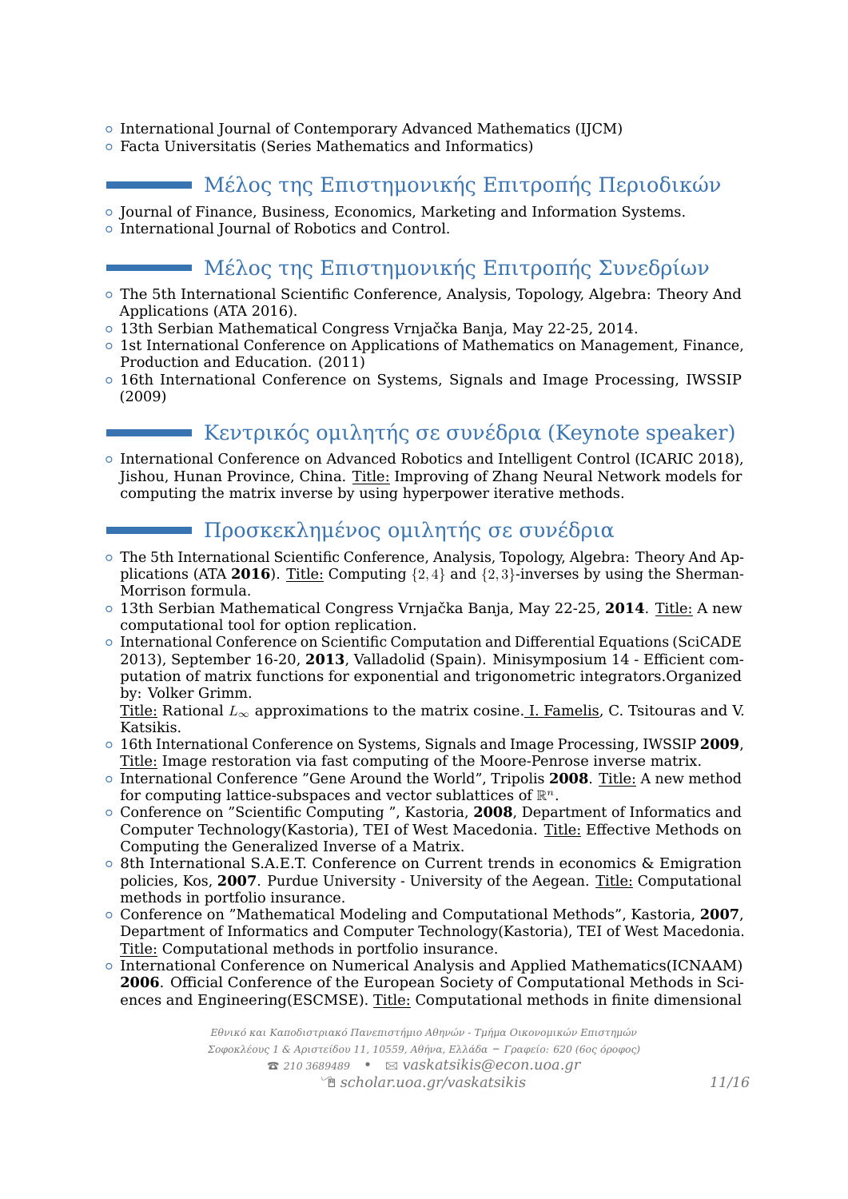- International Journal of Contemporary Advanced Mathematics (IJCM)
- Facta Universitatis (Series Mathematics and Informatics)

## Μέλος της Επιστημονικής Επιτροπής Περιοδικών

- Journal of Finance, Business, Economics, Marketing and Information Systems.
- International Journal of Robotics and Control.

## Μέλος της Επιστημονικής Επιτροπής Συνεδρίων

- The 5th International Scientific Conference, Analysis, Topology, Algebra: Theory And Applications (ATA 2016).
- 13th Serbian Mathematical Congress Vrnjačka Banja, May 22-25, 2014.
- 1st International Conference on Applications of Mathematics on Management, Finance, Production and Education. (2011)
- 16th International Conference on Systems, Signals and Image Processing, IWSSIP (2009)

## Κεντρικός ομιλητής σε συνέδρια (Keynote speaker)

- International Conference on Advanced Robotics and Intelligent Control (ICARIC 2018), Jishou, Hunan Province, China. Title: Improving of Zhang Neural Network models for computing the matrix inverse by using hyperpower iterative methods.

## Προσκεκλημένος ομιλητής σε συνέδρια

- The 5th International Scientific Conference, Analysis, Topology, Algebra: Theory And Applications (ATA **2016**). Title: Computing $\{2,4\}$ and $\{2,3\}$-inverses by using the Sherman-Morrison formula.
- 13th Serbian Mathematical Congress Vrnjačka Banja, May 22-25, **2014**. Title: A new computational tool for option replication.
- International Conference on Scientific Computation and Differential Equations (SciCADE 2013), September 16-20, **2013**, Valladolid (Spain). Minisymposium 14 - Efficient computation of matrix functions for exponential and trigonometric integrators.Organized by: Volker Grimm.
  Title: Rational $L_\infty$ approximations to the matrix cosine. I. Famelis, C. Tsitouras and V. Katsikis.
- 16th International Conference on Systems, Signals and Image Processing, IWSSIP **2009**, Title: Image restoration via fast computing of the Moore-Penrose inverse matrix.
- International Conference "Gene Around the World", Tripolis **2008**. Title: A new method for computing lattice-subspaces and vector sublattices of $\mathbb{R}^n$.
- Conference on "Scientific Computing ", Kastoria, **2008**, Department of Informatics and Computer Technology(Kastoria), TEI of West Macedonia. Title: Effective Methods on Computing the Generalized Inverse of a Matrix.
- 8th International S.A.E.T. Conference on Current trends in economics & Emigration policies, Kos, **2007**. Purdue University - University of the Aegean. Title: Computational methods in portfolio insurance.
- Conference on "Mathematical Modeling and Computational Methods", Kastoria, **2007**, Department of Informatics and Computer Technology(Kastoria), TEI of West Macedonia. Title: Computational methods in portfolio insurance.
- International Conference on Numerical Analysis and Applied Mathematics(ICNAAM) **2006**. Official Conference of the European Society of Computational Methods in Sciences and Engineering(ESCMSE). Title: Computational methods in finite dimensional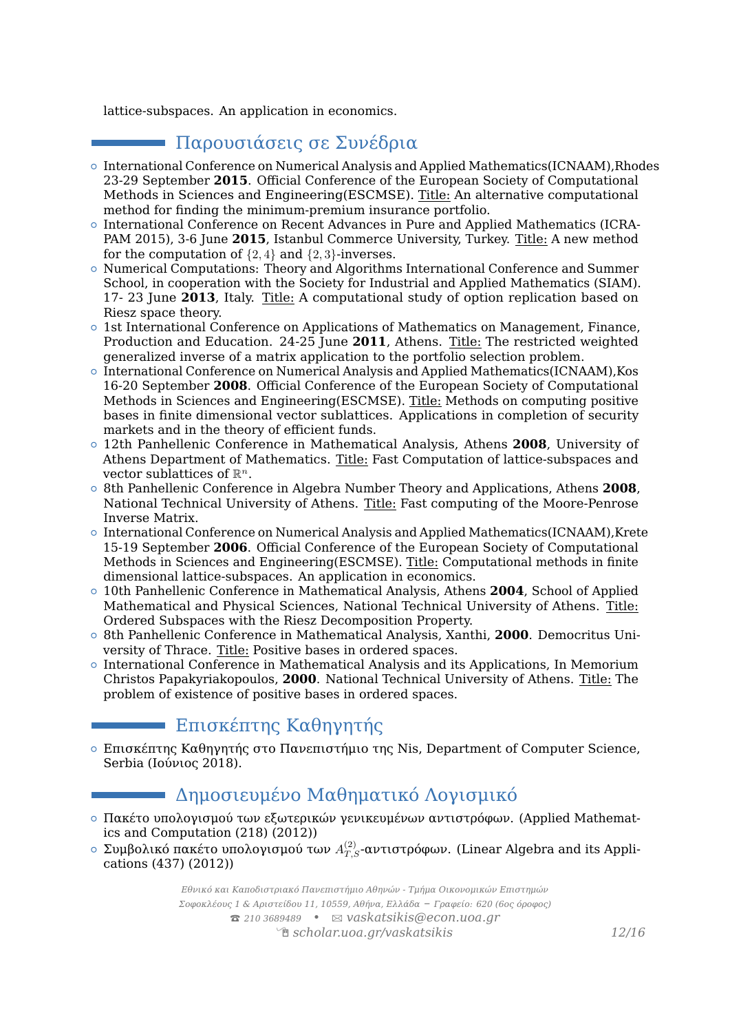lattice-subspaces. An application in economics.

## Παρουσιάσεις σε Συνέδρια

- International Conference on Numerical Analysis and Applied Mathematics(ICNAAM),Rhodes 23-29 September **2015**. Official Conference of the European Society of Computational Methods in Sciences and Engineering(ESCMSE). Title: An alternative computational method for finding the minimum-premium insurance portfolio.
- International Conference on Recent Advances in Pure and Applied Mathematics (ICRAPAM 2015), 3-6 June **2015**, Istanbul Commerce University, Turkey. Title: A new method for the computation of $\{2, 4\}$ and $\{2, 3\}$-inverses.
- Numerical Computations: Theory and Algorithms International Conference and Summer School, in cooperation with the Society for Industrial and Applied Mathematics (SIAM). 17- 23 June **2013**, Italy. Title: A computational study of option replication based on Riesz space theory.
- 1st International Conference on Applications of Mathematics on Management, Finance, Production and Education. 24-25 June **2011**, Athens. Title: The restricted weighted generalized inverse of a matrix application to the portfolio selection problem.
- International Conference on Numerical Analysis and Applied Mathematics(ICNAAM),Kos 16-20 September **2008**. Official Conference of the European Society of Computational Methods in Sciences and Engineering(ESCMSE). Title: Methods on computing positive bases in finite dimensional vector sublattices. Applications in completion of security markets and in the theory of efficient funds.
- 12th Panhellenic Conference in Mathematical Analysis, Athens **2008**, University of Athens Department of Mathematics. Title: Fast Computation of lattice-subspaces and vector sublattices of $\mathbb{R}^n$.
- 8th Panhellenic Conference in Algebra Number Theory and Applications, Athens **2008**, National Technical University of Athens. Title: Fast computing of the Moore-Penrose Inverse Matrix.
- International Conference on Numerical Analysis and Applied Mathematics(ICNAAM),Krete 15-19 September **2006**. Official Conference of the European Society of Computational Methods in Sciences and Engineering(ESCMSE). Title: Computational methods in finite dimensional lattice-subspaces. An application in economics.
- 10th Panhellenic Conference in Mathematical Analysis, Athens **2004**, School of Applied Mathematical and Physical Sciences, National Technical University of Athens. Title: Ordered Subspaces with the Riesz Decomposition Property.
- 8th Panhellenic Conference in Mathematical Analysis, Xanthi, **2000**. Democritus University of Thrace. Title: Positive bases in ordered spaces.
- International Conference in Mathematical Analysis and its Applications, In Memorium Christos Papakyriakopoulos, **2000**. National Technical University of Athens. Title: The problem of existence of positive bases in ordered spaces.

## Επισκέπτης Καθηγητής

- Επισκέπτης Καθηγητής στο Πανεπιστήμιο της Nis, Department of Computer Science, Serbia (Ιούνιος 2018).

## Δημοσιευμένο Μαθηματικό Λογισμικό

- Πακέτο υπολογισμού των εξωτερικών γενικευμένων αντιστρόφων. (Applied Mathematics and Computation (218) (2012))
- Συμβολικό πακέτο υπολογισμού των $A^{(2)}_{T,S}$-αντιστρόφων. (Linear Algebra and its Applications (437) (2012))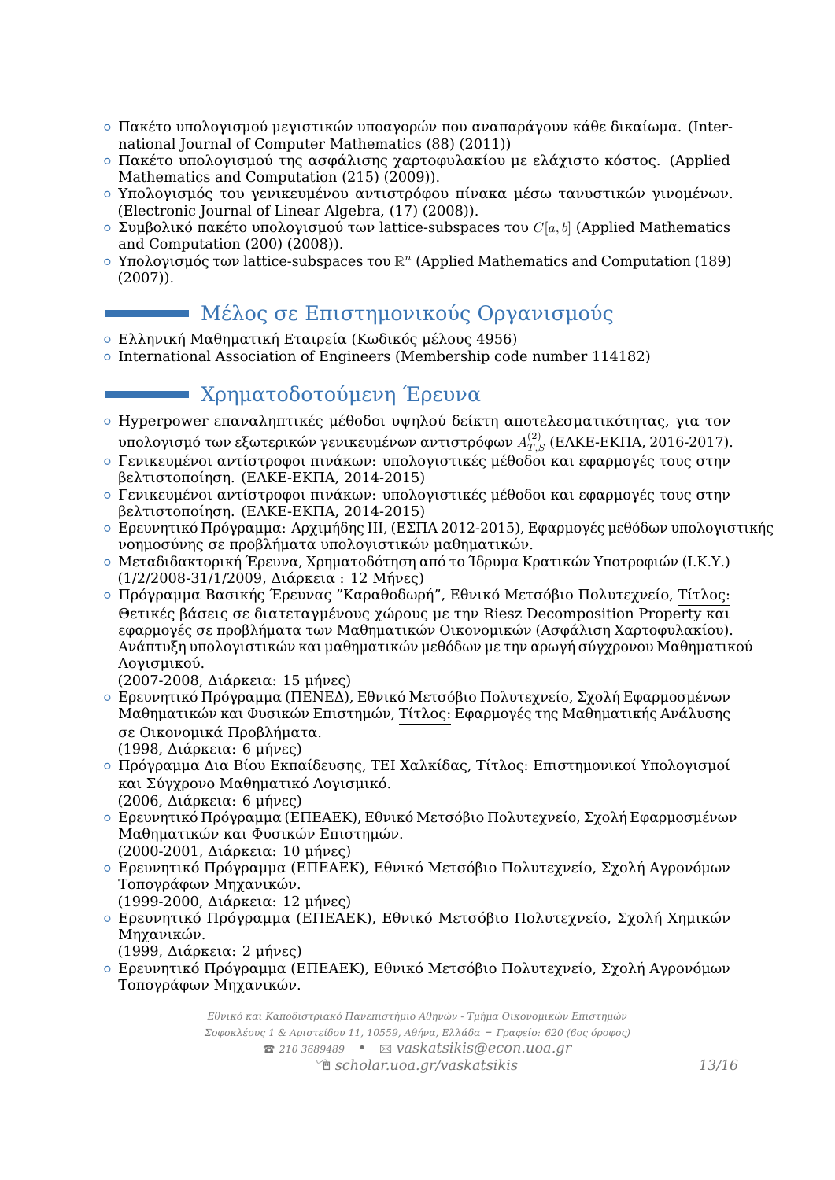- Πακέτο υπολογισμού μεγιστικών υποαγορών που αναπαράγουν κάθε δικαίωμα. (International Journal of Computer Mathematics (88) (2011))
- Πακέτο υπολογισμού της ασφάλισης χαρτοφυλακίου με ελάχιστο κόστος. (Applied Mathematics and Computation (215) (2009)).
- Υπολογισμός του γενικευμένου αντιστρόφου πίνακα μέσω τανυστικών γινομένων. (Electronic Journal of Linear Algebra, (17) (2008)).
- Συμβολικό πακέτο υπολογισμού των lattice-subspaces του $C[a, b]$ (Applied Mathematics and Computation (200) (2008)).
- Υπολογισμός των lattice-subspaces του $\mathbb{R}^n$ (Applied Mathematics and Computation (189) (2007)).

## Μέλος σε Επιστημονικούς Οργανισμούς

- Ελληνική Μαθηματική Εταιρεία (Κωδικός μέλους 4956)
- International Association of Engineers (Membership code number 114182)

## Χρηματοδοτούμενη Έρευνα

- Hyperpower επαναληπτικές μέθοδοι υψηλού δείκτη αποτελεσματικότητας, για τον υπολογισμό των εξωτερικών γενικευμένων αντιστρόφων $A^{(2)}_{T,S}$ (ΕΛΚΕ-ΕΚΠΑ, 2016-2017).
- Γενικευμένοι αντίστροφοι πινάκων: υπολογιστικές μέθοδοι και εφαρμογές τους στην βελτιστοποίηση. (ΕΛΚΕ-ΕΚΠΑ, 2014-2015)
- Γενικευμένοι αντίστροφοι πινάκων: υπολογιστικές μέθοδοι και εφαρμογές τους στην βελτιστοποίηση. (ΕΛΚΕ-ΕΚΠΑ, 2014-2015)
- Ερευνητικό Πρόγραμμα: Αρχιμήδης ΙΙΙ, (ΕΣΠΑ 2012-2015), Εφαρμογές μεθόδων υπολογιστικής νοημοσύνης σε προβλήματα υπολογιστικών μαθηματικών.
- Μεταδιδακτορική Έρευνα, Χρηματοδότηση από το Ίδρυμα Κρατικών Υποτροφιών (Ι.Κ.Υ.) (1/2/2008-31/1/2009, Διάρκεια : 12 Μήνες)
- Πρόγραμμα Βασικής Έρευνας "Καραθοδωρή", Εθνικό Μετσόβιο Πολυτεχνείο, Τίτλος: Θετικές βάσεις σε διατεταγμένους χώρους με την Riesz Decomposition Property και εφαρμογές σε προβλήματα των Μαθηματικών Οικονομικών (Ασφάλιση Χαρτοφυλακίου). Ανάπτυξη υπολογιστικών και μαθηματικών μεθόδων με την αρωγή σύγχρονου Μαθηματικού Λογισμικού.
  (2007-2008, Διάρκεια: 15 μήνες)
- Ερευνητικό Πρόγραμμα (ΠΕΝΕΔ), Εθνικό Μετσόβιο Πολυτεχνείο, Σχολή Εφαρμοσμένων Μαθηματικών και Φυσικών Επιστημών, Τίτλος: Εφαρμογές της Μαθηματικής Ανάλυσης σε Οικονομικά Προβλήματα.
  (1998, Διάρκεια: 6 μήνες)
- Πρόγραμμα Δια Βίου Εκπαίδευσης, ΤΕΙ Χαλκίδας, Τίτλος: Επιστημονικοί Υπολογισμοί και Σύγχρονο Μαθηματικό Λογισμικό.
  (2006, Διάρκεια: 6 μήνες)
- Ερευνητικό Πρόγραμμα (ΕΠΕΑΕΚ), Εθνικό Μετσόβιο Πολυτεχνείο, Σχολή Εφαρμοσμένων Μαθηματικών και Φυσικών Επιστημών.
  (2000-2001, Διάρκεια: 10 μήνες)
- Ερευνητικό Πρόγραμμα (ΕΠΕΑΕΚ), Εθνικό Μετσόβιο Πολυτεχνείο, Σχολή Αγρονόμων Τοπογράφων Μηχανικών.
  (1999-2000, Διάρκεια: 12 μήνες)
- Ερευνητικό Πρόγραμμα (ΕΠΕΑΕΚ), Εθνικό Μετσόβιο Πολυτεχνείο, Σχολή Χημικών Μηχανικών.
  (1999, Διάρκεια: 2 μήνες)
- Ερευνητικό Πρόγραμμα (ΕΠΕΑΕΚ), Εθνικό Μετσόβιο Πολυτεχνείο, Σχολή Αγρονόμων Τοπογράφων Μηχανικών.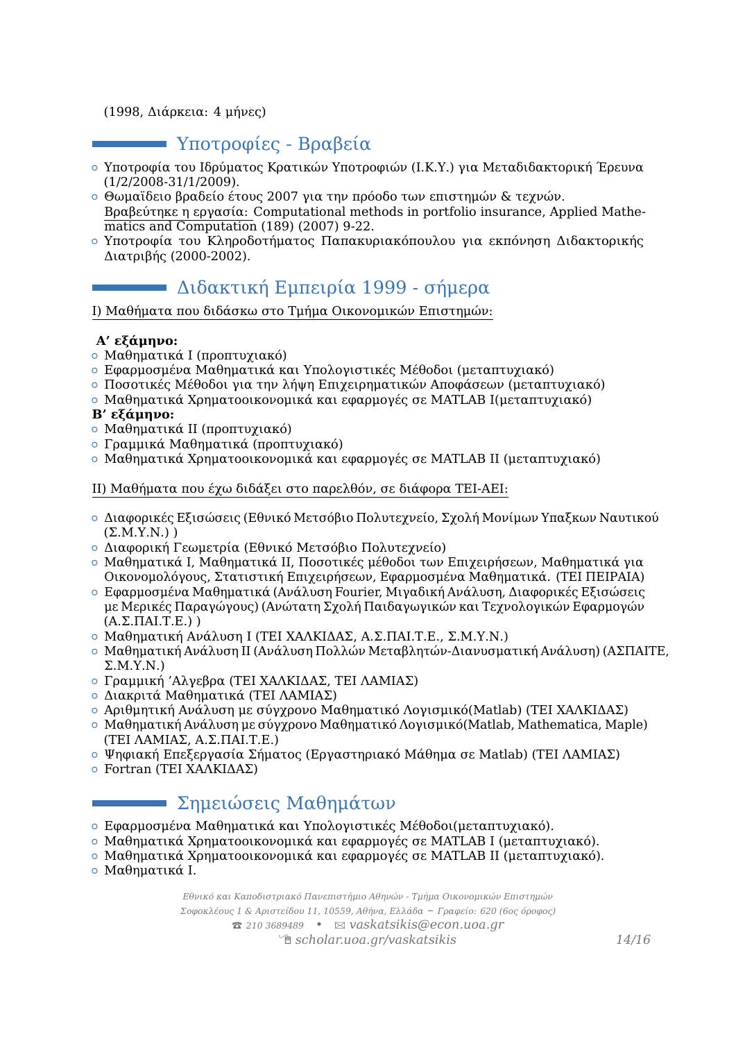(1998, Διάρκεια: 4 μήνες)

## Υποτροφίες - Βραβεία

- Υποτροφία του Ιδρύματος Κρατικών Υποτροφιών (Ι.Κ.Υ.) για Μεταδιδακτορική Έρευνα (1/2/2008-31/1/2009).
- Θωμαΐδειο βραβείο έτους 2007 για την πρόοδο των επιστημών & τεχνών.
  Βραβεύτηκε η εργασία: Computational methods in portfolio insurance, Applied Mathematics and Computation (189) (2007) 9-22.
- Υποτροφία του Κληροδοτήματος Παπακυριακόπουλου για εκπόνηση Διδακτορικής Διατριβής (2000-2002).

## Διδακτική Εμπειρία 1999 - σήμερα

I) Μαθήματα που διδάσκω στο Τμήμα Οικονομικών Επιστημών:

**Α' εξάμηνο:**

- Μαθηματικά Ι (προπτυχιακό)
- Εφαρμοσμένα Μαθηματικά και Υπολογιστικές Μέθοδοι (μεταπτυχιακό)
- Ποσοτικές Μέθοδοι για την λήψη Επιχειρηματικών Αποφάσεων (μεταπτυχιακό)
- Μαθηματικά Χρηματοοικονομικά και εφαρμογές σε MATLAB I(μεταπτυχιακό)

**Β' εξάμηνο:**

- Μαθηματικά ΙΙ (προπτυχιακό)
- Γραμμικά Μαθηματικά (προπτυχιακό)
- Μαθηματικά Χρηματοοικονομικά και εφαρμογές σε MATLAB II (μεταπτυχιακό)

II) Μαθήματα που έχω διδάξει στο παρελθόν, σε διάφορα ΤΕΙ-ΑΕΙ:

- Διαφορικές Εξισώσεις (Εθνικό Μετσόβιο Πολυτεχνείο, Σχολή Μονίμων Υπαξκων Ναυτικού (Σ.Μ.Υ.Ν.) )
- Διαφορική Γεωμετρία (Εθνικό Μετσόβιο Πολυτεχνείο)
- Μαθηματικά Ι, Μαθηματικά ΙΙ, Ποσοτικές μέθοδοι των Επιχειρήσεων, Μαθηματικά για Οικονομολόγους, Στατιστική Επιχειρήσεων, Εφαρμοσμένα Μαθηματικά. (ΤΕΙ ΠΕΙΡΑΙΑ)
- Εφαρμοσμένα Μαθηματικά (Ανάλυση Fourier, Μιγαδική Ανάλυση, Διαφορικές Εξισώσεις με Μερικές Παραγώγους) (Ανώτατη Σχολή Παιδαγωγικών και Τεχνολογικών Εφαρμογών (Α.Σ.ΠΑΙ.Τ.Ε.) )
- Μαθηματική Ανάλυση Ι (ΤΕΙ ΧΑΛΚΙΔΑΣ, Α.Σ.ΠΑΙ.Τ.Ε., Σ.Μ.Υ.Ν.)
- Μαθηματική Ανάλυση ΙΙ (Ανάλυση Πολλών Μεταβλητών-Διανυσματική Ανάλυση) (ΑΣΠΑΙΤΕ, Σ.Μ.Υ.Ν.)
- Γραμμική 'Αλγεβρα (ΤΕΙ ΧΑΛΚΙΔΑΣ, ΤΕΙ ΛΑΜΙΑΣ)
- Διακριτά Μαθηματικά (ΤΕΙ ΛΑΜΙΑΣ)
- Αριθμητική Ανάλυση με σύγχρονο Μαθηματικό Λογισμικό(Matlab) (ΤΕΙ ΧΑΛΚΙΔΑΣ)
- Μαθηματική Ανάλυση με σύγχρονο Μαθηματικό Λογισμικό(Matlab, Mathematica, Maple) (ΤΕΙ ΛΑΜΙΑΣ, Α.Σ.ΠΑΙ.Τ.Ε.)
- Ψηφιακή Επεξεργασία Σήματος (Εργαστηριακό Μάθημα σε Matlab) (ΤΕΙ ΛΑΜΙΑΣ)
- Fortran (ΤΕΙ ΧΑΛΚΙΔΑΣ)

## Σημειώσεις Μαθημάτων

- Εφαρμοσμένα Μαθηματικά και Υπολογιστικές Μέθοδοι(μεταπτυχιακό).
- Μαθηματικά Χρηματοοικονομικά και εφαρμογές σε MATLAB I (μεταπτυχιακό).
- Μαθηματικά Χρηματοοικονομικά και εφαρμογές σε MATLAB II (μεταπτυχιακό).
- Μαθηματικά Ι.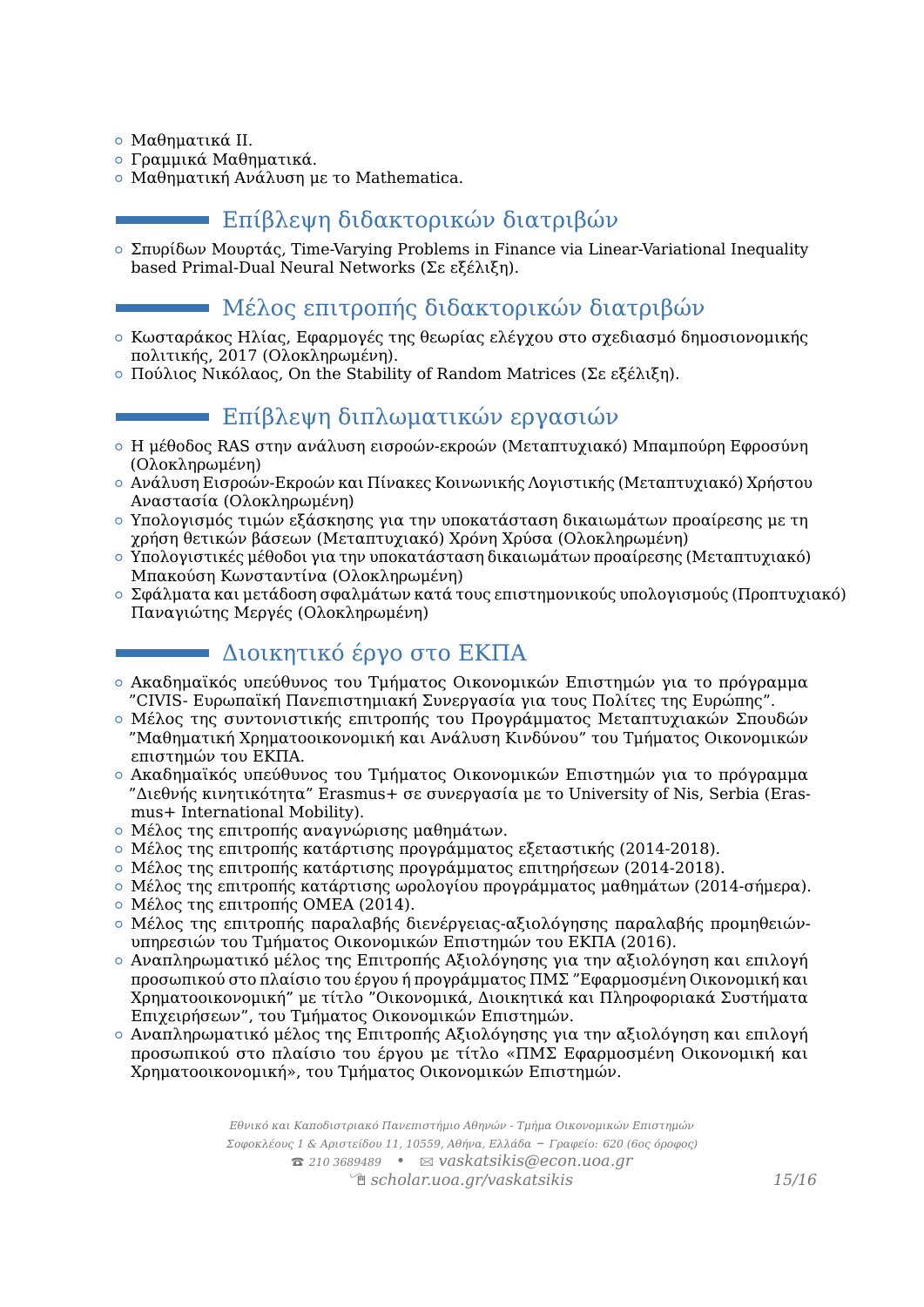- Μαθηματικά ΙΙ.
- Γραμμικά Μαθηματικά.
- Μαθηματική Ανάλυση με το Mathematica.

## Επίβλεψη διδακτορικών διατριβών

- Σπυρίδων Μουρτάς, Time-Varying Problems in Finance via Linear-Variational Inequality based Primal-Dual Neural Networks (Σε εξέλιξη).

## Μέλος επιτροπής διδακτορικών διατριβών

- Κωσταράκος Ηλίας, Εφαρμογές της θεωρίας ελέγχου στο σχεδιασμό δημοσιονομικής πολιτικής, 2017 (Ολοκληρωμένη).
- Πούλιος Νικόλαος, On the Stability of Random Matrices (Σε εξέλιξη).

## Επίβλεψη διπλωματικών εργασιών

- Η μέθοδος RAS στην ανάλυση εισροών-εκροών (Μεταπτυχιακό) Μπαμπούρη Εφροσύνη (Ολοκληρωμένη)
- Ανάλυση Εισροών-Εκροών και Πίνακες Κοινωνικής Λογιστικής (Μεταπτυχιακό) Χρήστου Αναστασία (Ολοκληρωμένη)
- Υπολογισμός τιμών εξάσκησης για την υποκατάσταση δικαιωμάτων προαίρεσης με τη χρήση θετικών βάσεων (Μεταπτυχιακό) Χρόνη Χρύσα (Ολοκληρωμένη)
- Υπολογιστικές μέθοδοι για την υποκατάσταση δικαιωμάτων προαίρεσης (Μεταπτυχιακό) Μπακούση Κωνσταντίνα (Ολοκληρωμένη)
- Σφάλματα και μετάδοση σφαλμάτων κατά τους επιστημονικούς υπολογισμούς (Προπτυχιακό) Παναγιώτης Μεργές (Ολοκληρωμένη)

## Διοικητικό έργο στο ΕΚΠΑ

- Ακαδημαϊκός υπεύθυνος του Τμήματος Οικονομικών Επιστημών για το πρόγραμμα "CIVIS- Ευρωπαϊκή Πανεπιστημιακή Συνεργασία για τους Πολίτες της Ευρώπης".
- Μέλος της συντονιστικής επιτροπής του Προγράμματος Μεταπτυχιακών Σπουδών "Μαθηματική Χρηματοοικονομική και Ανάλυση Κινδύνου" του Τμήματος Οικονομικών επιστημών του ΕΚΠΑ.
- Ακαδημαϊκός υπεύθυνος του Τμήματος Οικονομικών Επιστημών για το πρόγραμμα "Διεθνής κινητικότητα" Erasmus+ σε συνεργασία με το University of Nis, Serbia (Erasmus+ International Mobility).
- Μέλος της επιτροπής αναγνώρισης μαθημάτων.
- Μέλος της επιτροπής κατάρτισης προγράμματος εξεταστικής (2014-2018).
- Μέλος της επιτροπής κατάρτισης προγράμματος επιτηρήσεων (2014-2018).
- Μέλος της επιτροπής κατάρτισης ωρολογίου προγράμματος μαθημάτων (2014-σήμερα).
- Μέλος της επιτροπής ΟΜΕΑ (2014).
- Μέλος της επιτροπής παραλαβής διενέργειας-αξιολόγησης παραλαβής προμηθειών-υπηρεσιών του Τμήματος Οικονομικών Επιστημών του ΕΚΠΑ (2016).
- Αναπληρωματικό μέλος της Επιτροπής Αξιολόγησης για την αξιολόγηση και επιλογή προσωπικού στο πλαίσιο του έργου ή προγράμματος ΠΜΣ "Εφαρμοσμένη Οικονομική και Χρηματοοικονομική" με τίτλο "Οικονομικά, Διοικητικά και Πληροφοριακά Συστήματα Επιχειρήσεων", του Τμήματος Οικονομικών Επιστημών.
- Αναπληρωματικό μέλος της Επιτροπής Αξιολόγησης για την αξιολόγηση και επιλογή προσωπικού στο πλαίσιο του έργου με τίτλο «ΠΜΣ Εφαρμοσμένη Οικονομική και Χρηματοοικονομική», του Τμήματος Οικονομικών Επιστημών.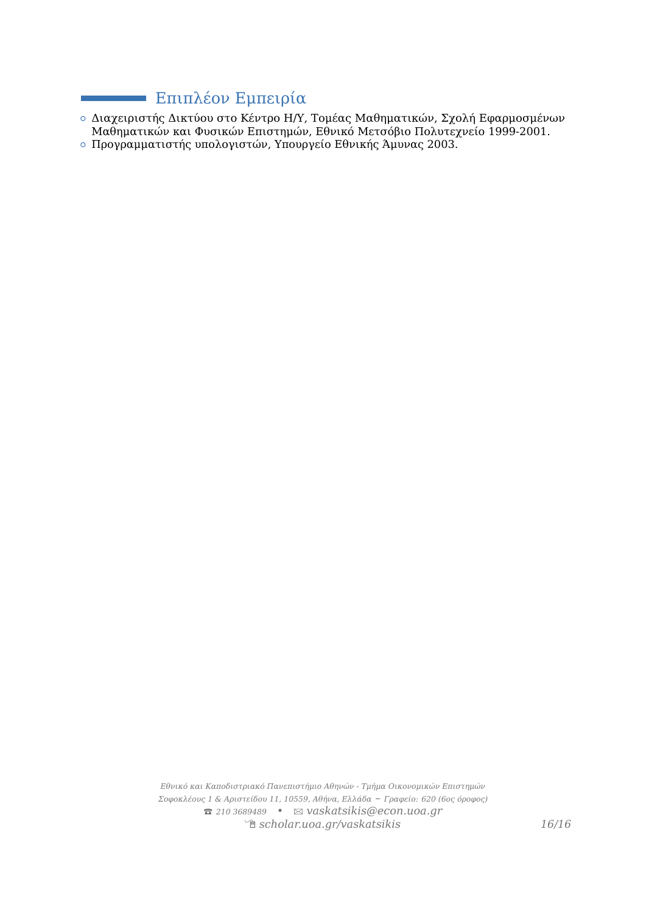## Επιπλέον Εμπειρία

- Διαχειριστής Δικτύου στο Κέντρο Η/Υ, Τομέας Μαθηματικών, Σχολή Εφαρμοσμένων Μαθηματικών και Φυσικών Επιστημών, Εθνικό Μετσόβιο Πολυτεχνείο 1999-2001.
- Προγραμματιστής υπολογιστών, Υπουργείο Εθνικής Άμυνας 2003.